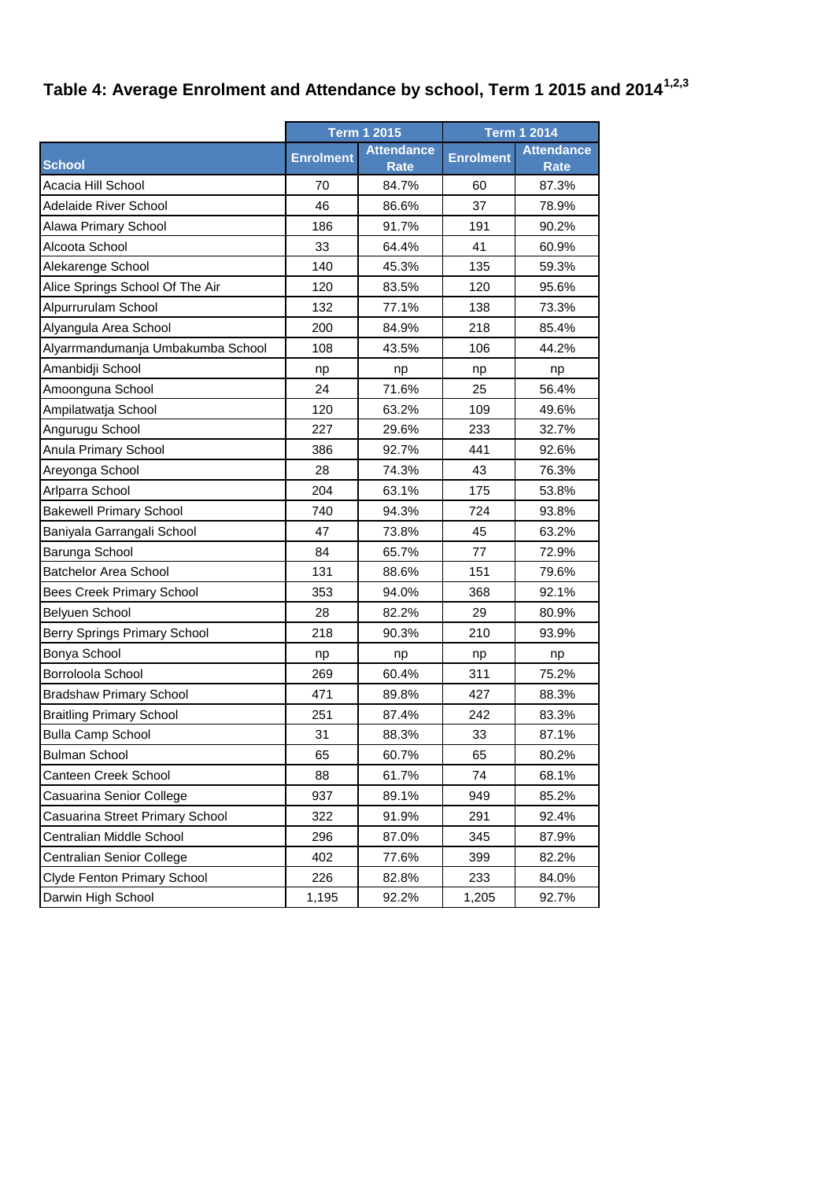## Table 4: Average Enrolment and Attendance by school, Term 1 2015 and 2014[1,2,3]

| | Term 1 2015 | | Term 1 2014 | |
|---|---|---|---|---|
| School | Enrolment | Attendance Rate | Enrolment | Attendance Rate |
| Acacia Hill School | 70 | 84.7% | 60 | 87.3% |
| Adelaide River School | 46 | 86.6% | 37 | 78.9% |
| Alawa Primary School | 186 | 91.7% | 191 | 90.2% |
| Alcoota School | 33 | 64.4% | 41 | 60.9% |
| Alekarenge School | 140 | 45.3% | 135 | 59.3% |
| Alice Springs School Of The Air | 120 | 83.5% | 120 | 95.6% |
| Alpurrurulam School | 132 | 77.1% | 138 | 73.3% |
| Alyangula Area School | 200 | 84.9% | 218 | 85.4% |
| Alyarrmandumanja Umbakumba School | 108 | 43.5% | 106 | 44.2% |
| Amanbidji School | np | np | np | np |
| Amoonguna School | 24 | 71.6% | 25 | 56.4% |
| Ampilatwatja School | 120 | 63.2% | 109 | 49.6% |
| Angurugu School | 227 | 29.6% | 233 | 32.7% |
| Anula Primary School | 386 | 92.7% | 441 | 92.6% |
| Areyonga School | 28 | 74.3% | 43 | 76.3% |
| Arlparra School | 204 | 63.1% | 175 | 53.8% |
| Bakewell Primary School | 740 | 94.3% | 724 | 93.8% |
| Baniyala Garrangali School | 47 | 73.8% | 45 | 63.2% |
| Barunga School | 84 | 65.7% | 77 | 72.9% |
| Batchelor Area School | 131 | 88.6% | 151 | 79.6% |
| Bees Creek Primary School | 353 | 94.0% | 368 | 92.1% |
| Belyuen School | 28 | 82.2% | 29 | 80.9% |
| Berry Springs Primary School | 218 | 90.3% | 210 | 93.9% |
| Bonya School | np | np | np | np |
| Borroloola School | 269 | 60.4% | 311 | 75.2% |
| Bradshaw Primary School | 471 | 89.8% | 427 | 88.3% |
| Braitling Primary School | 251 | 87.4% | 242 | 83.3% |
| Bulla Camp School | 31 | 88.3% | 33 | 87.1% |
| Bulman School | 65 | 60.7% | 65 | 80.2% |
| Canteen Creek School | 88 | 61.7% | 74 | 68.1% |
| Casuarina Senior College | 937 | 89.1% | 949 | 85.2% |
| Casuarina Street Primary School | 322 | 91.9% | 291 | 92.4% |
| Centralian Middle School | 296 | 87.0% | 345 | 87.9% |
| Centralian Senior College | 402 | 77.6% | 399 | 82.2% |
| Clyde Fenton Primary School | 226 | 82.8% | 233 | 84.0% |
| Darwin High School | 1,195 | 92.2% | 1,205 | 92.7% |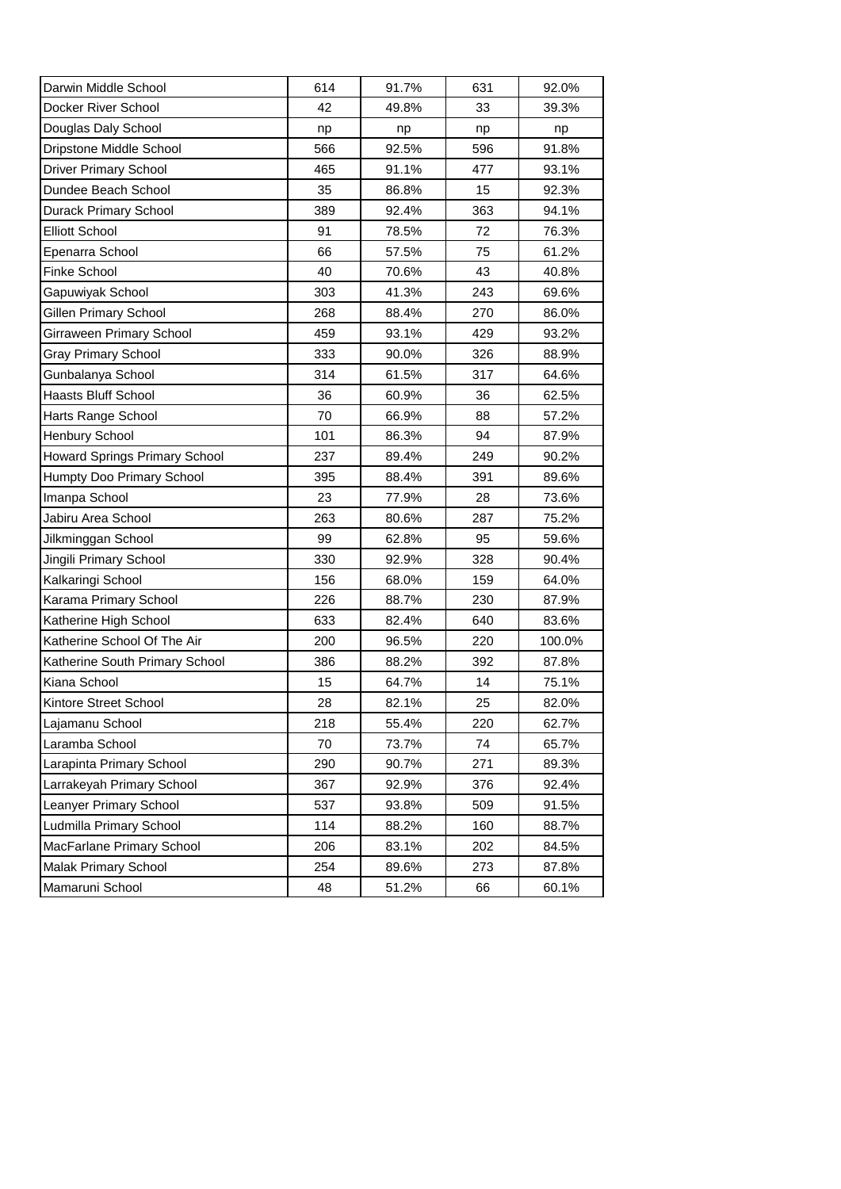| | | | | |
|---|---|---|---|---|
| Darwin Middle School | 614 | 91.7% | 631 | 92.0% |
| Docker River School | 42 | 49.8% | 33 | 39.3% |
| Douglas Daly School | np | np | np | np |
| Dripstone Middle School | 566 | 92.5% | 596 | 91.8% |
| Driver Primary School | 465 | 91.1% | 477 | 93.1% |
| Dundee Beach School | 35 | 86.8% | 15 | 92.3% |
| Durack Primary School | 389 | 92.4% | 363 | 94.1% |
| Elliott School | 91 | 78.5% | 72 | 76.3% |
| Epenarra School | 66 | 57.5% | 75 | 61.2% |
| Finke School | 40 | 70.6% | 43 | 40.8% |
| Gapuwiyak School | 303 | 41.3% | 243 | 69.6% |
| Gillen Primary School | 268 | 88.4% | 270 | 86.0% |
| Girraween Primary School | 459 | 93.1% | 429 | 93.2% |
| Gray Primary School | 333 | 90.0% | 326 | 88.9% |
| Gunbalanya School | 314 | 61.5% | 317 | 64.6% |
| Haasts Bluff School | 36 | 60.9% | 36 | 62.5% |
| Harts Range School | 70 | 66.9% | 88 | 57.2% |
| Henbury School | 101 | 86.3% | 94 | 87.9% |
| Howard Springs Primary School | 237 | 89.4% | 249 | 90.2% |
| Humpty Doo Primary School | 395 | 88.4% | 391 | 89.6% |
| Imanpa School | 23 | 77.9% | 28 | 73.6% |
| Jabiru Area School | 263 | 80.6% | 287 | 75.2% |
| Jilkminggan School | 99 | 62.8% | 95 | 59.6% |
| Jingili Primary School | 330 | 92.9% | 328 | 90.4% |
| Kalkaringi School | 156 | 68.0% | 159 | 64.0% |
| Karama Primary School | 226 | 88.7% | 230 | 87.9% |
| Katherine High School | 633 | 82.4% | 640 | 83.6% |
| Katherine School Of The Air | 200 | 96.5% | 220 | 100.0% |
| Katherine South Primary School | 386 | 88.2% | 392 | 87.8% |
| Kiana School | 15 | 64.7% | 14 | 75.1% |
| Kintore Street School | 28 | 82.1% | 25 | 82.0% |
| Lajamanu School | 218 | 55.4% | 220 | 62.7% |
| Laramba School | 70 | 73.7% | 74 | 65.7% |
| Larapinta Primary School | 290 | 90.7% | 271 | 89.3% |
| Larrakeyah Primary School | 367 | 92.9% | 376 | 92.4% |
| Leanyer Primary School | 537 | 93.8% | 509 | 91.5% |
| Ludmilla Primary School | 114 | 88.2% | 160 | 88.7% |
| MacFarlane Primary School | 206 | 83.1% | 202 | 84.5% |
| Malak Primary School | 254 | 89.6% | 273 | 87.8% |
| Mamaruni School | 48 | 51.2% | 66 | 60.1% |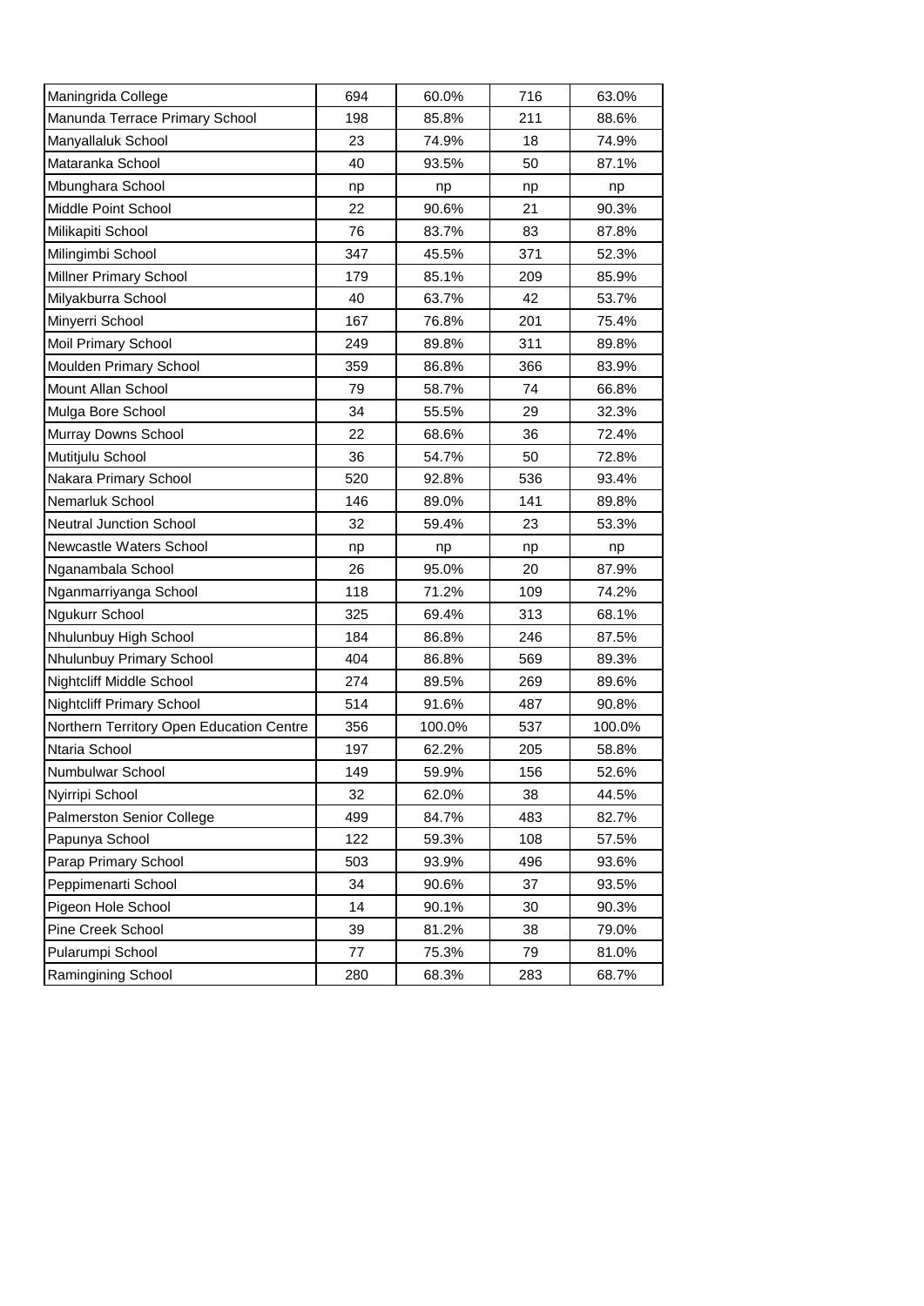| Maningrida College | 694 | 60.0% | 716 | 63.0% |
|---|---|---|---|---|
| Manunda Terrace Primary School | 198 | 85.8% | 211 | 88.6% |
| Manyallaluk School | 23 | 74.9% | 18 | 74.9% |
| Mataranka School | 40 | 93.5% | 50 | 87.1% |
| Mbunghara School | np | np | np | np |
| Middle Point School | 22 | 90.6% | 21 | 90.3% |
| Milikapiti School | 76 | 83.7% | 83 | 87.8% |
| Milingimbi School | 347 | 45.5% | 371 | 52.3% |
| Millner Primary School | 179 | 85.1% | 209 | 85.9% |
| Milyakburra School | 40 | 63.7% | 42 | 53.7% |
| Minyerri School | 167 | 76.8% | 201 | 75.4% |
| Moil Primary School | 249 | 89.8% | 311 | 89.8% |
| Moulden Primary School | 359 | 86.8% | 366 | 83.9% |
| Mount Allan School | 79 | 58.7% | 74 | 66.8% |
| Mulga Bore School | 34 | 55.5% | 29 | 32.3% |
| Murray Downs School | 22 | 68.6% | 36 | 72.4% |
| Mutitjulu School | 36 | 54.7% | 50 | 72.8% |
| Nakara Primary School | 520 | 92.8% | 536 | 93.4% |
| Nemarluk School | 146 | 89.0% | 141 | 89.8% |
| Neutral Junction School | 32 | 59.4% | 23 | 53.3% |
| Newcastle Waters School | np | np | np | np |
| Nganambala School | 26 | 95.0% | 20 | 87.9% |
| Nganmarriyanga School | 118 | 71.2% | 109 | 74.2% |
| Ngukurr School | 325 | 69.4% | 313 | 68.1% |
| Nhulunbuy High School | 184 | 86.8% | 246 | 87.5% |
| Nhulunbuy Primary School | 404 | 86.8% | 569 | 89.3% |
| Nightcliff Middle School | 274 | 89.5% | 269 | 89.6% |
| Nightcliff Primary School | 514 | 91.6% | 487 | 90.8% |
| Northern Territory Open Education Centre | 356 | 100.0% | 537 | 100.0% |
| Ntaria School | 197 | 62.2% | 205 | 58.8% |
| Numbulwar School | 149 | 59.9% | 156 | 52.6% |
| Nyirripi School | 32 | 62.0% | 38 | 44.5% |
| Palmerston Senior College | 499 | 84.7% | 483 | 82.7% |
| Papunya School | 122 | 59.3% | 108 | 57.5% |
| Parap Primary School | 503 | 93.9% | 496 | 93.6% |
| Peppimenarti School | 34 | 90.6% | 37 | 93.5% |
| Pigeon Hole School | 14 | 90.1% | 30 | 90.3% |
| Pine Creek School | 39 | 81.2% | 38 | 79.0% |
| Pularumpi School | 77 | 75.3% | 79 | 81.0% |
| Ramingining School | 280 | 68.3% | 283 | 68.7% |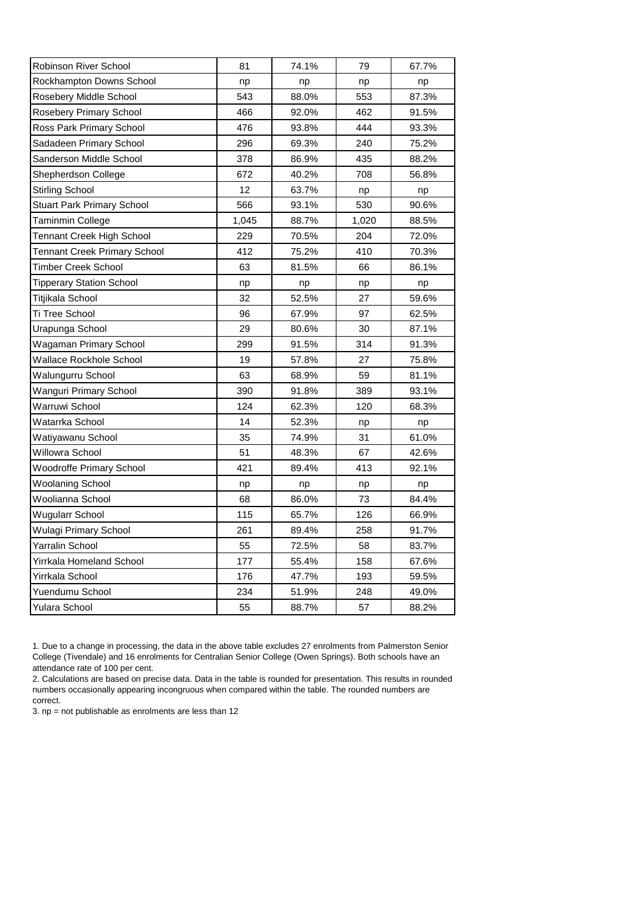| | | | | |
|---|---|---|---|---|
| Robinson River School | 81 | 74.1% | 79 | 67.7% |
| Rockhampton Downs School | np | np | np | np |
| Rosebery Middle School | 543 | 88.0% | 553 | 87.3% |
| Rosebery Primary School | 466 | 92.0% | 462 | 91.5% |
| Ross Park Primary School | 476 | 93.8% | 444 | 93.3% |
| Sadadeen Primary School | 296 | 69.3% | 240 | 75.2% |
| Sanderson Middle School | 378 | 86.9% | 435 | 88.2% |
| Shepherdson College | 672 | 40.2% | 708 | 56.8% |
| Stirling School | 12 | 63.7% | np | np |
| Stuart Park Primary School | 566 | 93.1% | 530 | 90.6% |
| Taminmin College | 1,045 | 88.7% | 1,020 | 88.5% |
| Tennant Creek High School | 229 | 70.5% | 204 | 72.0% |
| Tennant Creek Primary School | 412 | 75.2% | 410 | 70.3% |
| Timber Creek School | 63 | 81.5% | 66 | 86.1% |
| Tipperary Station School | np | np | np | np |
| Titjikala School | 32 | 52.5% | 27 | 59.6% |
| Ti Tree School | 96 | 67.9% | 97 | 62.5% |
| Urapunga School | 29 | 80.6% | 30 | 87.1% |
| Wagaman Primary School | 299 | 91.5% | 314 | 91.3% |
| Wallace Rockhole School | 19 | 57.8% | 27 | 75.8% |
| Walungurru School | 63 | 68.9% | 59 | 81.1% |
| Wanguri Primary School | 390 | 91.8% | 389 | 93.1% |
| Warruwi School | 124 | 62.3% | 120 | 68.3% |
| Watarrka School | 14 | 52.3% | np | np |
| Watiyawanu School | 35 | 74.9% | 31 | 61.0% |
| Willowra School | 51 | 48.3% | 67 | 42.6% |
| Woodroffe Primary School | 421 | 89.4% | 413 | 92.1% |
| Woolaning School | np | np | np | np |
| Woolianna School | 68 | 86.0% | 73 | 84.4% |
| Wugularr School | 115 | 65.7% | 126 | 66.9% |
| Wulagi Primary School | 261 | 89.4% | 258 | 91.7% |
| Yarralin School | 55 | 72.5% | 58 | 83.7% |
| Yirrkala Homeland School | 177 | 55.4% | 158 | 67.6% |
| Yirrkala School | 176 | 47.7% | 193 | 59.5% |
| Yuendumu School | 234 | 51.9% | 248 | 49.0% |
| Yulara School | 55 | 88.7% | 57 | 88.2% |

1. Due to a change in processing, the data in the above table excludes 27 enrolments from Palmerston Senior College (Tivendale) and 16 enrolments for Centralian Senior College (Owen Springs). Both schools have an attendance rate of 100 per cent.

2. Calculations are based on precise data. Data in the table is rounded for presentation. This results in rounded numbers occasionally appearing incongruous when compared within the table. The rounded numbers are correct.

3. np = not publishable as enrolments are less than 12